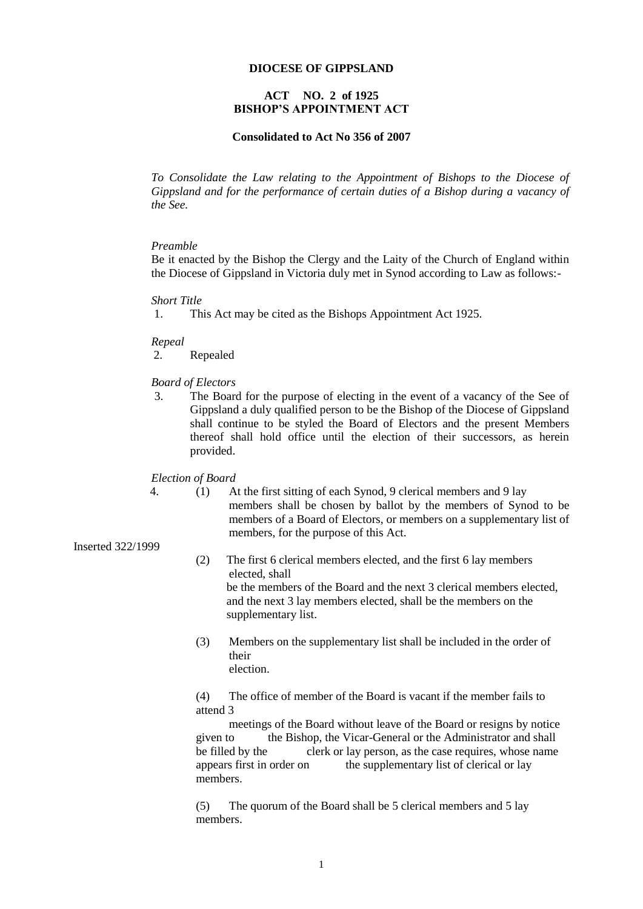**DIOCESE OF GIPPSLAND**

**ACT NO. 2 of 1925**
**BISHOP'S APPOINTMENT ACT**

**Consolidated to Act No 356 of 2007**

*To Consolidate the Law relating to the Appointment of Bishops to the Diocese of Gippsland and for the performance of certain duties of a Bishop during a vacancy of the See.*

*Preamble*

Be it enacted by the Bishop the Clergy and the Laity of the Church of England within the Diocese of Gippsland in Victoria duly met in Synod according to Law as follows:-

*Short Title*

1. This Act may be cited as the Bishops Appointment Act 1925.

*Repeal*

2. Repealed

*Board of Electors*

3. The Board for the purpose of electing in the event of a vacancy of the See of Gippsland a duly qualified person to be the Bishop of the Diocese of Gippsland shall continue to be styled the Board of Electors and the present Members thereof shall hold office until the election of their successors, as herein provided.

*Election of Board*

4. (1) At the first sitting of each Synod, 9 clerical members and 9 lay members shall be chosen by ballot by the members of Synod to be members of a Board of Electors, or members on a supplementary list of members, for the purpose of this Act.

Inserted 322/1999

(2) The first 6 clerical members elected, and the first 6 lay members elected, shall be the members of the Board and the next 3 clerical members elected, and the next 3 lay members elected, shall be the members on the supplementary list.

(3) Members on the supplementary list shall be included in the order of their election.

(4) The office of member of the Board is vacant if the member fails to attend 3 meetings of the Board without leave of the Board or resigns by notice given to the Bishop, the Vicar-General or the Administrator and shall be filled by the clerk or lay person, as the case requires, whose name appears first in order on the supplementary list of clerical or lay members.

(5) The quorum of the Board shall be 5 clerical members and 5 lay members.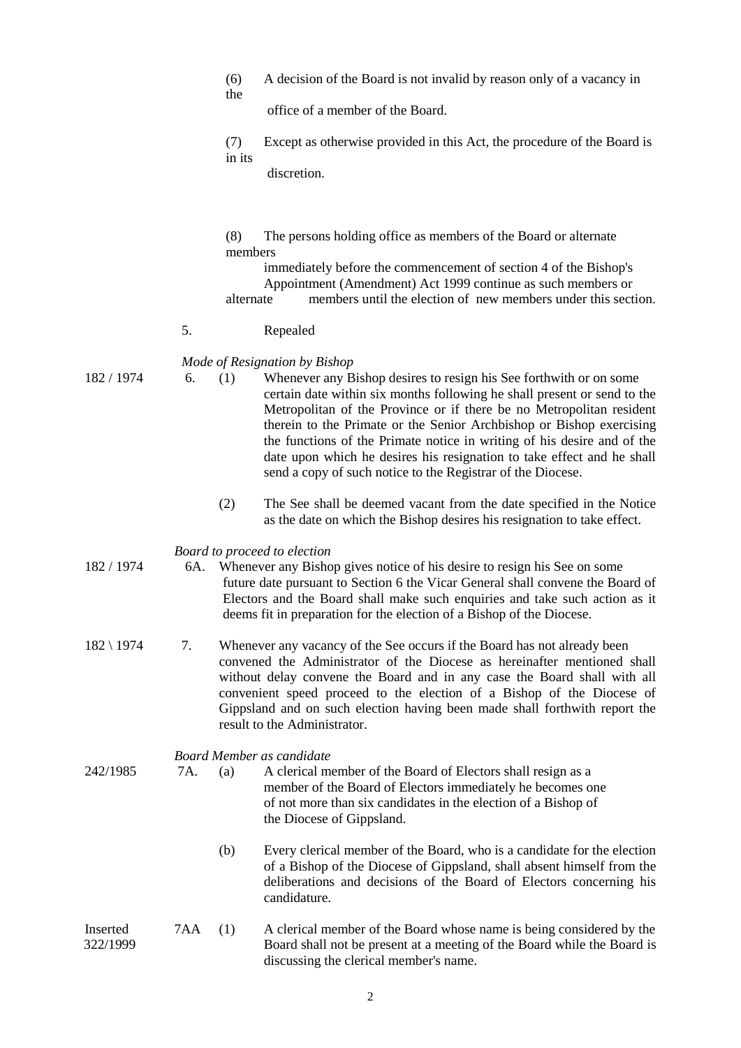(6) A decision of the Board is not invalid by reason only of a vacancy in the office of a member of the Board.

(7) Except as otherwise provided in this Act, the procedure of the Board is in its discretion.

(8) The persons holding office as members of the Board or alternate members immediately before the commencement of section 4 of the Bishop's Appointment (Amendment) Act 1999 continue as such members or alternate members until the election of new members under this section.

5. Repealed

*Mode of Resignation by Bishop*

182 / 1974

6. (1) Whenever any Bishop desires to resign his See forthwith or on some certain date within six months following he shall present or send to the Metropolitan of the Province or if there be no Metropolitan resident therein to the Primate or the Senior Archbishop or Bishop exercising the functions of the Primate notice in writing of his desire and of the date upon which he desires his resignation to take effect and he shall send a copy of such notice to the Registrar of the Diocese.

(2) The See shall be deemed vacant from the date specified in the Notice as the date on which the Bishop desires his resignation to take effect.

*Board to proceed to election*

182 / 1974

6A. Whenever any Bishop gives notice of his desire to resign his See on some future date pursuant to Section 6 the Vicar General shall convene the Board of Electors and the Board shall make such enquiries and take such action as it deems fit in preparation for the election of a Bishop of the Diocese.

182 \ 1974

7. Whenever any vacancy of the See occurs if the Board has not already been convened the Administrator of the Diocese as hereinafter mentioned shall without delay convene the Board and in any case the Board shall with all convenient speed proceed to the election of a Bishop of the Diocese of Gippsland and on such election having been made shall forthwith report the result to the Administrator.

*Board Member as candidate*

242/1985

7A. (a) A clerical member of the Board of Electors shall resign as a member of the Board of Electors immediately he becomes one of not more than six candidates in the election of a Bishop of the Diocese of Gippsland.

(b) Every clerical member of the Board, who is a candidate for the election of a Bishop of the Diocese of Gippsland, shall absent himself from the deliberations and decisions of the Board of Electors concerning his candidature.

Inserted 322/1999

7AA (1) A clerical member of the Board whose name is being considered by the Board shall not be present at a meeting of the Board while the Board is discussing the clerical member's name.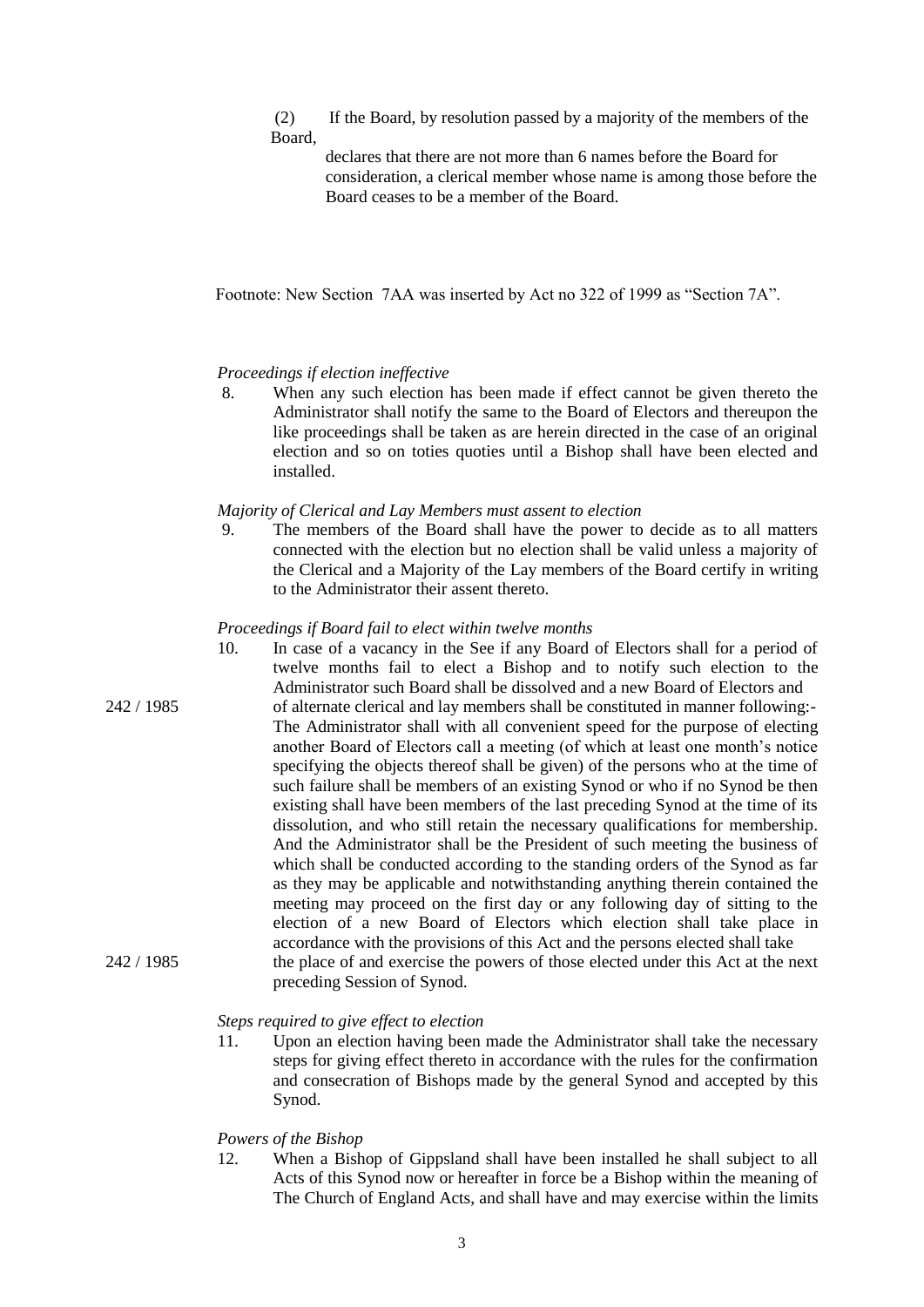(2) If the Board, by resolution passed by a majority of the members of the Board,

declares that there are not more than 6 names before the Board for consideration, a clerical member whose name is among those before the Board ceases to be a member of the Board.

Footnote: New Section 7AA was inserted by Act no 322 of 1999 as "Section 7A".

*Proceedings if election ineffective*

8. When any such election has been made if effect cannot be given thereto the Administrator shall notify the same to the Board of Electors and thereupon the like proceedings shall be taken as are herein directed in the case of an original election and so on toties quoties until a Bishop shall have been elected and installed.

*Majority of Clerical and Lay Members must assent to election*

9. The members of the Board shall have the power to decide as to all matters connected with the election but no election shall be valid unless a majority of the Clerical and a Majority of the Lay members of the Board certify in writing to the Administrator their assent thereto.

*Proceedings if Board fail to elect within twelve months*

10. In case of a vacancy in the See if any Board of Electors shall for a period of twelve months fail to elect a Bishop and to notify such election to the Administrator such Board shall be dissolved and a new Board of Electors and of alternate clerical and lay members shall be constituted in manner following:- The Administrator shall with all convenient speed for the purpose of electing another Board of Electors call a meeting (of which at least one month's notice specifying the objects thereof shall be given) of the persons who at the time of such failure shall be members of an existing Synod or who if no Synod be then existing shall have been members of the last preceding Synod at the time of its dissolution, and who still retain the necessary qualifications for membership. And the Administrator shall be the President of such meeting the business of which shall be conducted according to the standing orders of the Synod as far as they may be applicable and notwithstanding anything therein contained the meeting may proceed on the first day or any following day of sitting to the election of a new Board of Electors which election shall take place in accordance with the provisions of this Act and the persons elected shall take the place of and exercise the powers of those elected under this Act at the next preceding Session of Synod. [242 / 1985] [242 / 1985]

*Steps required to give effect to election*

11. Upon an election having been made the Administrator shall take the necessary steps for giving effect thereto in accordance with the rules for the confirmation and consecration of Bishops made by the general Synod and accepted by this Synod.

*Powers of the Bishop*

12. When a Bishop of Gippsland shall have been installed he shall subject to all Acts of this Synod now or hereafter in force be a Bishop within the meaning of The Church of England Acts, and shall have and may exercise within the limits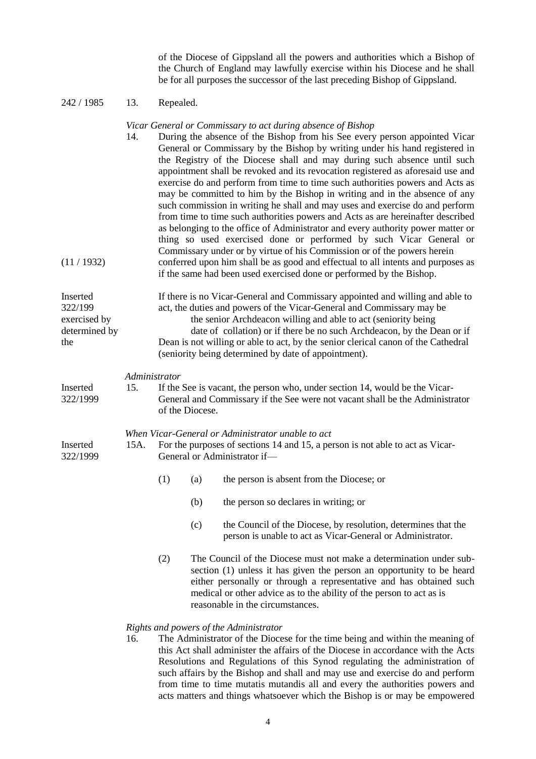of the Diocese of Gippsland all the powers and authorities which a Bishop of the Church of England may lawfully exercise within his Diocese and he shall be for all purposes the successor of the last preceding Bishop of Gippsland.

242 / 1985 13. Repealed.

*Vicar General or Commissary to act during absence of Bishop*

14. During the absence of the Bishop from his See every person appointed Vicar General or Commissary by the Bishop by writing under his hand registered in the Registry of the Diocese shall and may during such absence until such appointment shall be revoked and its revocation registered as aforesaid use and exercise do and perform from time to time such authorities powers and Acts as may be committed to him by the Bishop in writing and in the absence of any such commission in writing he shall and may uses and exercise do and perform from time to time such authorities powers and Acts as are hereinafter described as belonging to the office of Administrator and every authority power matter or thing so used exercised done or performed by such Vicar General or Commissary under or by virtue of his Commission or of the powers herein conferred upon him shall be as good and effectual to all intents and purposes as if the same had been used exercised done or performed by the Bishop.

(11 / 1932)

Inserted 322/199

If there is no Vicar-General and Commissary appointed and willing and able to act, the duties and powers of the Vicar-General and Commissary may be exercised by the senior Archdeacon willing and able to act (seniority being determined by the date of collation) or if there be no such Archdeacon, by the Dean or if Dean is not willing or able to act, by the senior clerical canon of the Cathedral (seniority being determined by date of appointment).

*Administrator*

Inserted 322/1999

15. If the See is vacant, the person who, under section 14, would be the Vicar-General and Commissary if the See were not vacant shall be the Administrator of the Diocese.

*When Vicar-General or Administrator unable to act*

Inserted 322/1999

15A. For the purposes of sections 14 and 15, a person is not able to act as Vicar-General or Administrator if—

(1) (a) the person is absent from the Diocese; or

(b) the person so declares in writing; or

(c) the Council of the Diocese, by resolution, determines that the person is unable to act as Vicar-General or Administrator.

(2) The Council of the Diocese must not make a determination under sub-section (1) unless it has given the person an opportunity to be heard either personally or through a representative and has obtained such medical or other advice as to the ability of the person to act as is reasonable in the circumstances.

*Rights and powers of the Administrator*

16. The Administrator of the Diocese for the time being and within the meaning of this Act shall administer the affairs of the Diocese in accordance with the Acts Resolutions and Regulations of this Synod regulating the administration of such affairs by the Bishop and shall and may use and exercise do and perform from time to time mutatis mutandis all and every the authorities powers and acts matters and things whatsoever which the Bishop is or may be empowered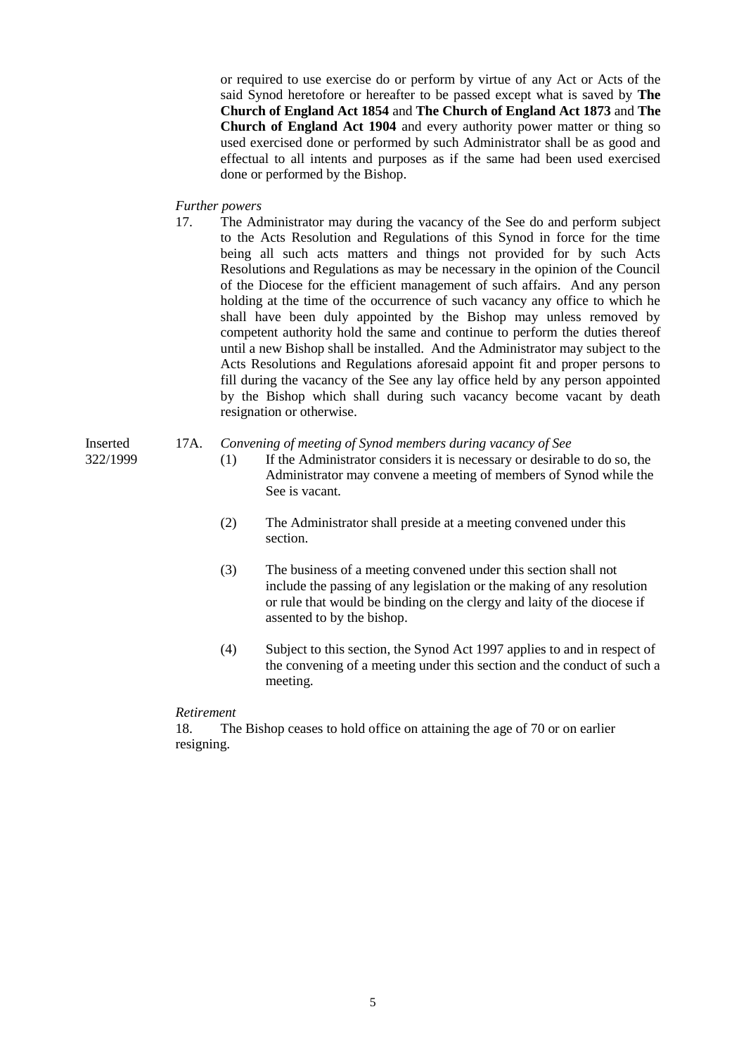or required to use exercise do or perform by virtue of any Act or Acts of the said Synod heretofore or hereafter to be passed except what is saved by **The Church of England Act 1854** and **The Church of England Act 1873** and **The Church of England Act 1904** and every authority power matter or thing so used exercised done or performed by such Administrator shall be as good and effectual to all intents and purposes as if the same had been used exercised done or performed by the Bishop.

*Further powers*

17. The Administrator may during the vacancy of the See do and perform subject to the Acts Resolution and Regulations of this Synod in force for the time being all such acts matters and things not provided for by such Acts Resolutions and Regulations as may be necessary in the opinion of the Council of the Diocese for the efficient management of such affairs. And any person holding at the time of the occurrence of such vacancy any office to which he shall have been duly appointed by the Bishop may unless removed by competent authority hold the same and continue to perform the duties thereof until a new Bishop shall be installed. And the Administrator may subject to the Acts Resolutions and Regulations aforesaid appoint fit and proper persons to fill during the vacancy of the See any lay office held by any person appointed by the Bishop which shall during such vacancy become vacant by death resignation or otherwise.

Inserted 322/1999

17A. *Convening of meeting of Synod members during vacancy of See*

(1) If the Administrator considers it is necessary or desirable to do so, the Administrator may convene a meeting of members of Synod while the See is vacant.

(2) The Administrator shall preside at a meeting convened under this section.

(3) The business of a meeting convened under this section shall not include the passing of any legislation or the making of any resolution or rule that would be binding on the clergy and laity of the diocese if assented to by the bishop.

(4) Subject to this section, the Synod Act 1997 applies to and in respect of the convening of a meeting under this section and the conduct of such a meeting.

*Retirement*

18. The Bishop ceases to hold office on attaining the age of 70 or on earlier resigning.